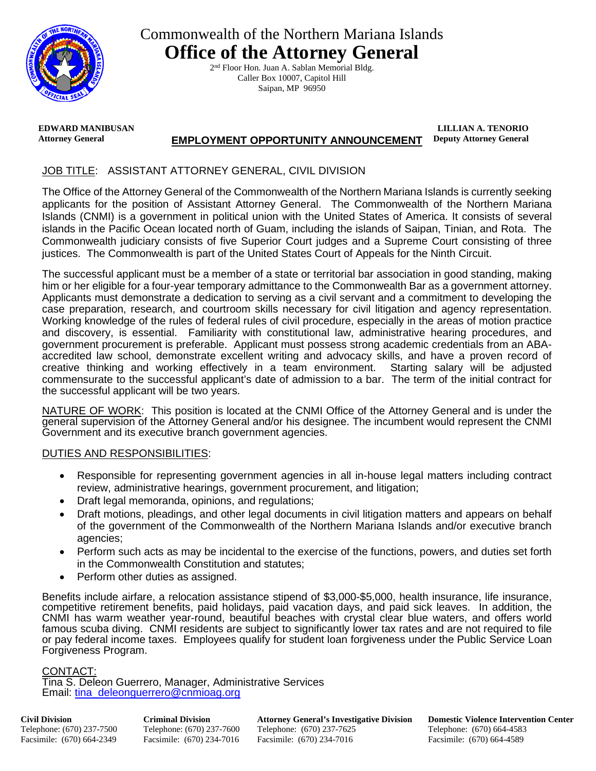# Commonwealth of the Northern Mariana Islands

# Office of the Attorney General

2nd Floor Hon. Juan A. Sablan Memorial Bldg.
Caller Box 10007, Capitol Hill
Saipan, MP 96950

**EDWARD MANIBUSAN**
**Attorney General**

**LILLIAN A. TENORIO**
**Deputy Attorney General**

## EMPLOYMENT OPPORTUNITY ANNOUNCEMENT

JOB TITLE: ASSISTANT ATTORNEY GENERAL, CIVIL DIVISION

The Office of the Attorney General of the Commonwealth of the Northern Mariana Islands is currently seeking applicants for the position of Assistant Attorney General. The Commonwealth of the Northern Mariana Islands (CNMI) is a government in political union with the United States of America. It consists of several islands in the Pacific Ocean located north of Guam, including the islands of Saipan, Tinian, and Rota. The Commonwealth judiciary consists of five Superior Court judges and a Supreme Court consisting of three justices. The Commonwealth is part of the United States Court of Appeals for the Ninth Circuit.

The successful applicant must be a member of a state or territorial bar association in good standing, making him or her eligible for a four-year temporary admittance to the Commonwealth Bar as a government attorney. Applicants must demonstrate a dedication to serving as a civil servant and a commitment to developing the case preparation, research, and courtroom skills necessary for civil litigation and agency representation. Working knowledge of the rules of federal rules of civil procedure, especially in the areas of motion practice and discovery, is essential. Familiarity with constitutional law, administrative hearing procedures, and government procurement is preferable. Applicant must possess strong academic credentials from an ABA-accredited law school, demonstrate excellent writing and advocacy skills, and have a proven record of creative thinking and working effectively in a team environment. Starting salary will be adjusted commensurate to the successful applicant's date of admission to a bar. The term of the initial contract for the successful applicant will be two years.

NATURE OF WORK: This position is located at the CNMI Office of the Attorney General and is under the general supervision of the Attorney General and/or his designee. The incumbent would represent the CNMI Government and its executive branch government agencies.

DUTIES AND RESPONSIBILITIES:

- Responsible for representing government agencies in all in-house legal matters including contract review, administrative hearings, government procurement, and litigation;
- Draft legal memoranda, opinions, and regulations;
- Draft motions, pleadings, and other legal documents in civil litigation matters and appears on behalf of the government of the Commonwealth of the Northern Mariana Islands and/or executive branch agencies;
- Perform such acts as may be incidental to the exercise of the functions, powers, and duties set forth in the Commonwealth Constitution and statutes;
- Perform other duties as assigned.

Benefits include airfare, a relocation assistance stipend of $3,000-$5,000, health insurance, life insurance, competitive retirement benefits, paid holidays, paid vacation days, and paid sick leaves. In addition, the CNMI has warm weather year-round, beautiful beaches with crystal clear blue waters, and offers world famous scuba diving. CNMI residents are subject to significantly lower tax rates and are not required to file or pay federal income taxes. Employees qualify for student loan forgiveness under the Public Service Loan Forgiveness Program.

CONTACT:
Tina S. Deleon Guerrero, Manager, Administrative Services
Email: tina_deleonguerrero@cnmioag.org

**Civil Division**
Telephone: (670) 237-7500
Facsimile: (670) 664-2349

**Criminal Division**
Telephone: (670) 237-7600
Facsimile: (670) 234-7016

**Attorney General's Investigative Division**
Telephone: (670) 237-7625
Facsimile: (670) 234-7016

**Domestic Violence Intervention Center**
Telephone: (670) 664-4583
Facsimile: (670) 664-4589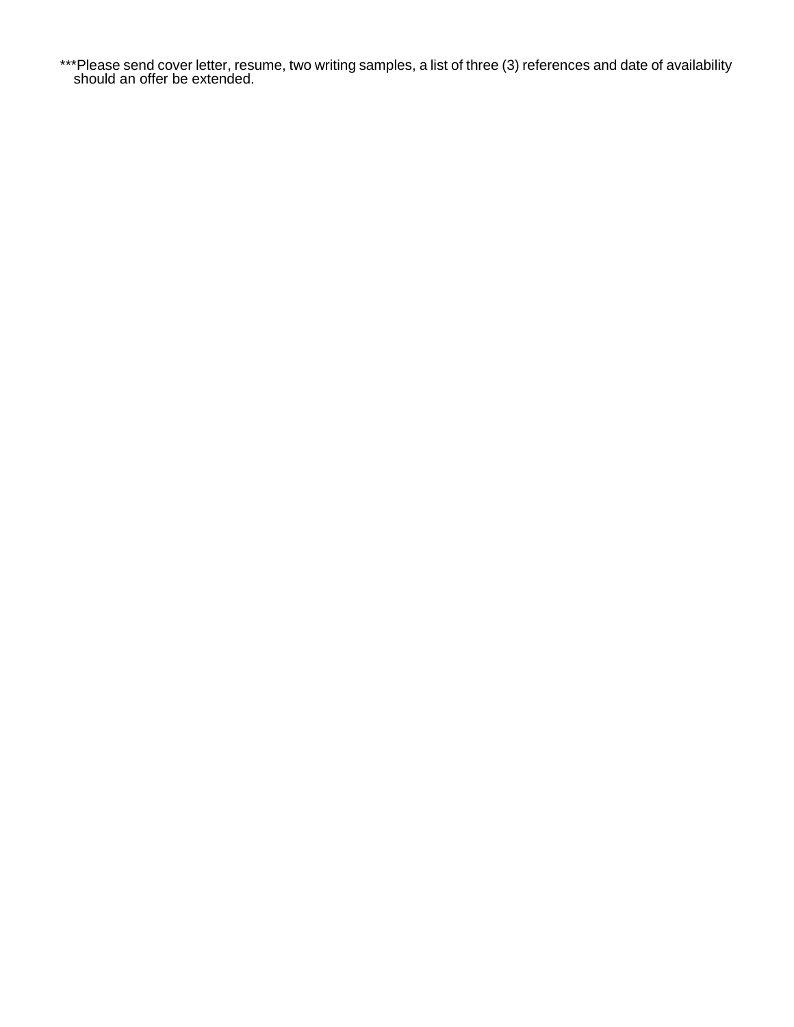***Please send cover letter, resume, two writing samples, a list of three (3) references and date of availability should an offer be extended.